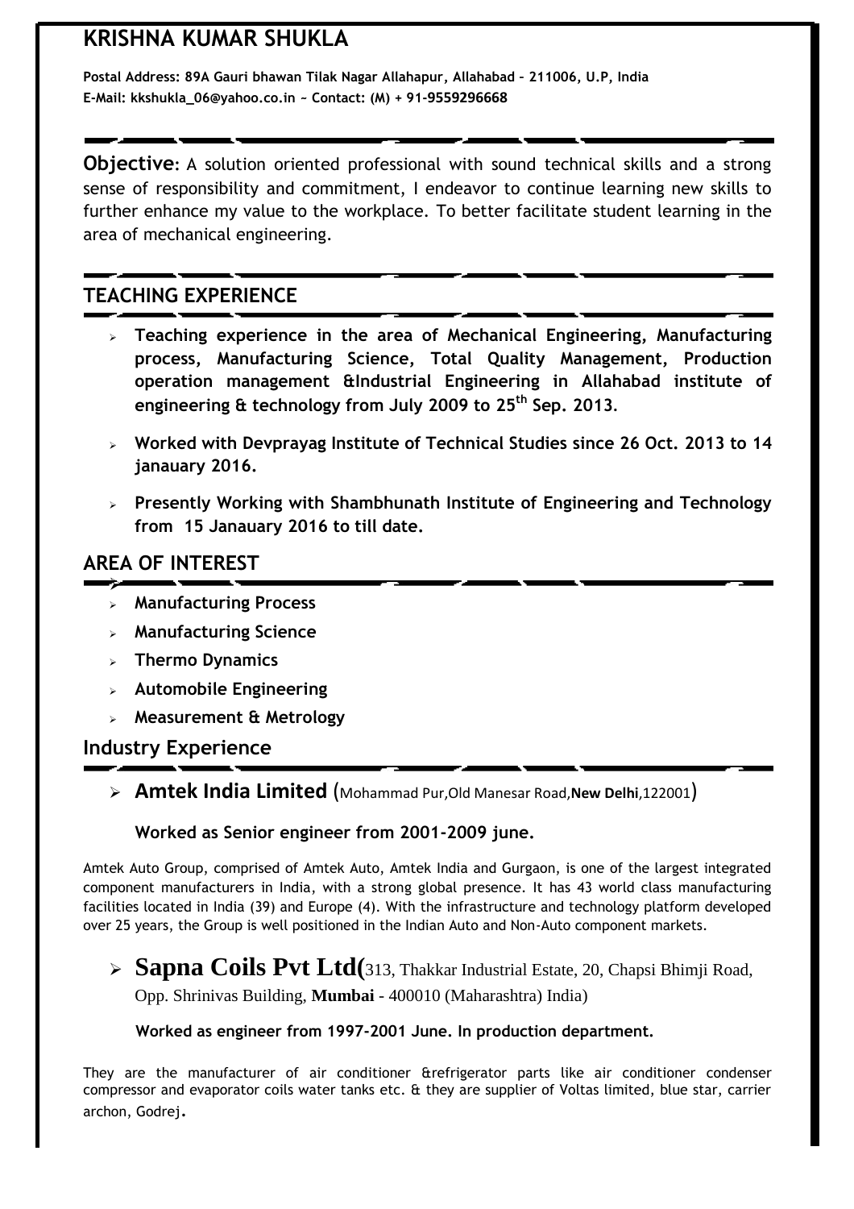# KRISHNA KUMAR SHUKLA

**Postal Address: 89A Gauri bhawan Tilak Nagar Allahapur, Allahabad – 211006, U.P, India**
**E-Mail: kkshukla_06@yahoo.co.in ~ Contact: (M) + 91-9559296668**

**Objective**: A solution oriented professional with sound technical skills and a strong sense of responsibility and commitment, I endeavor to continue learning new skills to further enhance my value to the workplace. To better facilitate student learning in the area of mechanical engineering.

## TEACHING EXPERIENCE

- **Teaching experience in the area of Mechanical Engineering, Manufacturing process, Manufacturing Science, Total Quality Management, Production operation management &Industrial Engineering in Allahabad institute of engineering & technology from July 2009 to 25th Sep. 2013.**
- **Worked with Devprayag Institute of Technical Studies since 26 Oct. 2013 to 14 janauary 2016.**
- **Presently Working with Shambhunath Institute of Engineering and Technology from 15 Janauary 2016 to till date.**

## AREA OF INTEREST

- **Manufacturing Process**
- **Manufacturing Science**
- **Thermo Dynamics**
- **Automobile Engineering**
- **Measurement & Metrology**

## Industry Experience

- **Amtek India Limited** (Mohammad Pur,Old Manesar Road,**New Delhi**,122001)

  **Worked as Senior engineer from 2001-2009 june.**

Amtek Auto Group, comprised of Amtek Auto, Amtek India and Gurgaon, is one of the largest integrated component manufacturers in India, with a strong global presence. It has 43 world class manufacturing facilities located in India (39) and Europe (4). With the infrastructure and technology platform developed over 25 years, the Group is well positioned in the Indian Auto and Non-Auto component markets.

- **Sapna Coils Pvt Ltd**(313, Thakkar Industrial Estate, 20, Chapsi Bhimji Road, Opp. Shrinivas Building, **Mumbai** - 400010 (Maharashtra) India)

  **Worked as engineer from 1997-2001 June. In production department.**

They are the manufacturer of air conditioner &refrigerator parts like air conditioner condenser compressor and evaporator coils water tanks etc. & they are supplier of Voltas limited, blue star, carrier archon, Godrej.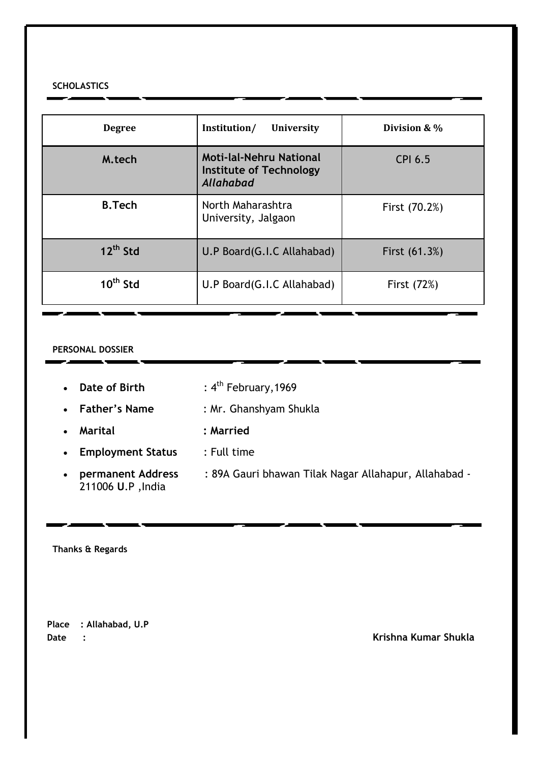## SCHOLASTICS

| Degree | Institution/ University | Division & % |
|---|---|---|
| M.tech | **Moti-lal-Nehru National Institute of Technology *Allahabad*** | CPI 6.5 |
| B.Tech | North Maharashtra University, Jalgaon | First (70.2%) |
| $12^{th}$ Std | U.P Board(G.I.C Allahabad) | First (61.3%) |
| $10^{th}$ Std | U.P Board(G.I.C Allahabad) | First (72%) |

## PERSONAL DOSSIER

- **Date of Birth** : $4^{th}$ February,1969
- **Father's Name** : Mr. Ghanshyam Shukla
- **Marital** : **Married**
- **Employment Status** : Full time
- **permanent Address** : 89A Gauri bhawan Tilak Nagar Allahapur, Allahabad - 211006 **U**.P ,India

**Thanks & Regards**

**Place : Allahabad, U.P**
**Date :**

**Krishna Kumar Shukla**